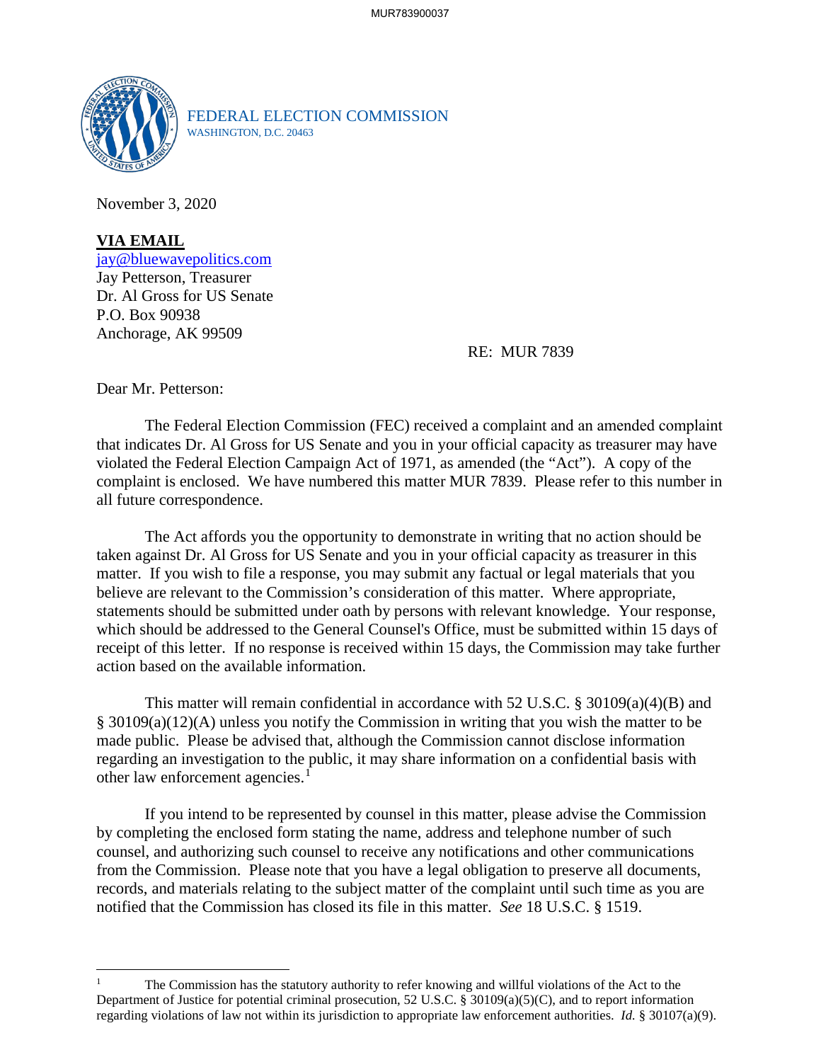MUR783900037

FEDERAL ELECTION COMMISSION
WASHINGTON, D.C. 20463

November 3, 2020

**VIA EMAIL**
jay@bluewavepolitics.com
Jay Petterson, Treasurer
Dr. Al Gross for US Senate
P.O. Box 90938
Anchorage, AK 99509

RE: MUR 7839

Dear Mr. Petterson:

The Federal Election Commission (FEC) received a complaint and an amended complaint that indicates Dr. Al Gross for US Senate and you in your official capacity as treasurer may have violated the Federal Election Campaign Act of 1971, as amended (the "Act"). A copy of the complaint is enclosed. We have numbered this matter MUR 7839. Please refer to this number in all future correspondence.

The Act affords you the opportunity to demonstrate in writing that no action should be taken against Dr. Al Gross for US Senate and you in your official capacity as treasurer in this matter. If you wish to file a response, you may submit any factual or legal materials that you believe are relevant to the Commission's consideration of this matter. Where appropriate, statements should be submitted under oath by persons with relevant knowledge. Your response, which should be addressed to the General Counsel's Office, must be submitted within 15 days of receipt of this letter. If no response is received within 15 days, the Commission may take further action based on the available information.

This matter will remain confidential in accordance with 52 U.S.C. § 30109(a)(4)(B) and § 30109(a)(12)(A) unless you notify the Commission in writing that you wish the matter to be made public. Please be advised that, although the Commission cannot disclose information regarding an investigation to the public, it may share information on a confidential basis with other law enforcement agencies.[1]

If you intend to be represented by counsel in this matter, please advise the Commission by completing the enclosed form stating the name, address and telephone number of such counsel, and authorizing such counsel to receive any notifications and other communications from the Commission. Please note that you have a legal obligation to preserve all documents, records, and materials relating to the subject matter of the complaint until such time as you are notified that the Commission has closed its file in this matter. *See* 18 U.S.C. § 1519.

---

[1] The Commission has the statutory authority to refer knowing and willful violations of the Act to the Department of Justice for potential criminal prosecution, 52 U.S.C. § 30109(a)(5)(C), and to report information regarding violations of law not within its jurisdiction to appropriate law enforcement authorities. *Id.* § 30107(a)(9).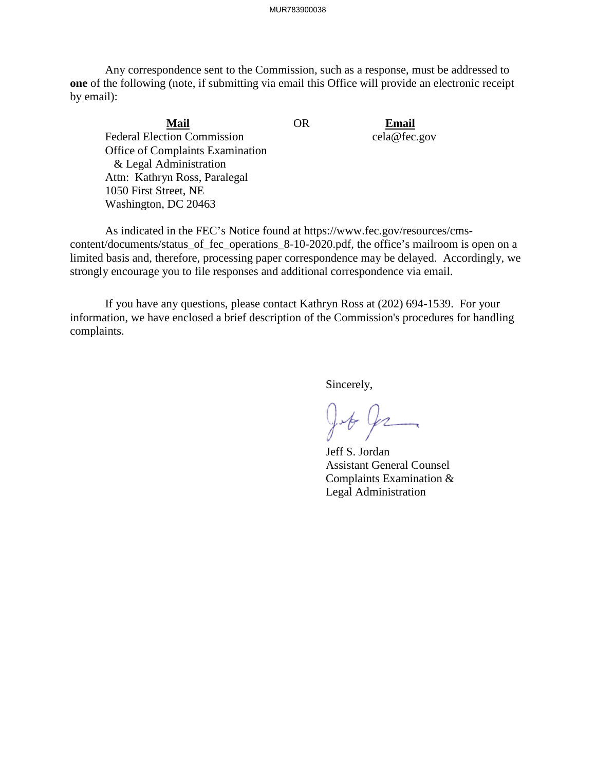Any correspondence sent to the Commission, such as a response, must be addressed to **one** of the following (note, if submitting via email this Office will provide an electronic receipt by email):

| **Mail** | OR | **Email** |
|---|---|---|
| Federal Election Commission<br>Office of Complaints Examination<br>& Legal Administration<br>Attn: Kathryn Ross, Paralegal<br>1050 First Street, NE<br>Washington, DC 20463 | | cela@fec.gov |

As indicated in the FEC's Notice found at https://www.fec.gov/resources/cms-content/documents/status_of_fec_operations_8-10-2020.pdf, the office's mailroom is open on a limited basis and, therefore, processing paper correspondence may be delayed. Accordingly, we strongly encourage you to file responses and additional correspondence via email.

If you have any questions, please contact Kathryn Ross at (202) 694-1539. For your information, we have enclosed a brief description of the Commission's procedures for handling complaints.

Sincerely,

Jeff S. Jordan
Assistant General Counsel
Complaints Examination &
Legal Administration